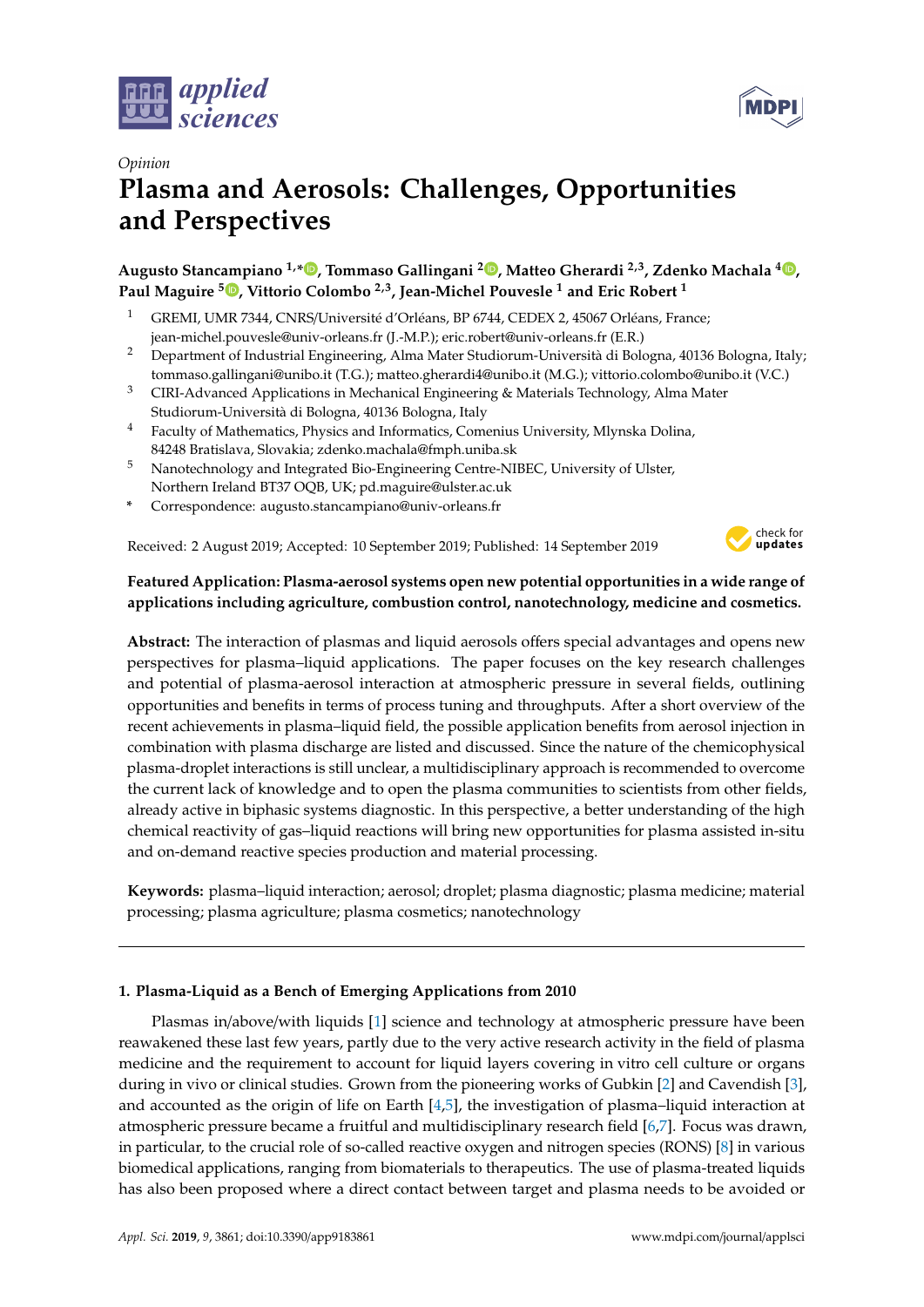Opinion

# Plasma and Aerosols: Challenges, Opportunities and Perspectives

**Augusto Stancampiano [1,*], Tommaso Gallingani [2], Matteo Gherardi [2,3], Zdenko Machala [4], Paul Maguire [5], Vittorio Colombo [2,3], Jean-Michel Pouvesle [1] and Eric Robert [1]**

[1] GREMI, UMR 7344, CNRS/Université d'Orléans, BP 6744, CEDEX 2, 45067 Orléans, France; jean-michel.pouvesle@univ-orleans.fr (J.-M.P.); eric.robert@univ-orleans.fr (E.R.)

[2] Department of Industrial Engineering, Alma Mater Studiorum-Università di Bologna, 40136 Bologna, Italy; tommaso.gallingani@unibo.it (T.G.); matteo.gherardi4@unibo.it (M.G.); vittorio.colombo@unibo.it (V.C.)

[3] CIRI-Advanced Applications in Mechanical Engineering & Materials Technology, Alma Mater Studiorum-Università di Bologna, 40136 Bologna, Italy

[4] Faculty of Mathematics, Physics and Informatics, Comenius University, Mlynska Dolina, 84248 Bratislava, Slovakia; zdenko.machala@fmph.uniba.sk

[5] Nanotechnology and Integrated Bio-Engineering Centre-NIBEC, University of Ulster, Northern Ireland BT37 OQB, UK; pd.maguire@ulster.ac.uk

* Correspondence: augusto.stancampiano@univ-orleans.fr

Received: 2 August 2019; Accepted: 10 September 2019; Published: 14 September 2019

**Featured Application: Plasma-aerosol systems open new potential opportunities in a wide range of applications including agriculture, combustion control, nanotechnology, medicine and cosmetics.**

**Abstract:** The interaction of plasmas and liquid aerosols offers special advantages and opens new perspectives for plasma–liquid applications. The paper focuses on the key research challenges and potential of plasma-aerosol interaction at atmospheric pressure in several fields, outlining opportunities and benefits in terms of process tuning and throughputs. After a short overview of the recent achievements in plasma–liquid field, the possible application benefits from aerosol injection in combination with plasma discharge are listed and discussed. Since the nature of the chemicophysical plasma-droplet interactions is still unclear, a multidisciplinary approach is recommended to overcome the current lack of knowledge and to open the plasma communities to scientists from other fields, already active in biphasic systems diagnostic. In this perspective, a better understanding of the high chemical reactivity of gas–liquid reactions will bring new opportunities for plasma assisted in-situ and on-demand reactive species production and material processing.

**Keywords:** plasma–liquid interaction; aerosol; droplet; plasma diagnostic; plasma medicine; material processing; plasma agriculture; plasma cosmetics; nanotechnology

## 1. Plasma-Liquid as a Bench of Emerging Applications from 2010

Plasmas in/above/with liquids [1] science and technology at atmospheric pressure have been reawakened these last few years, partly due to the very active research activity in the field of plasma medicine and the requirement to account for liquid layers covering in vitro cell culture or organs during in vivo or clinical studies. Grown from the pioneering works of Gubkin [2] and Cavendish [3], and accounted as the origin of life on Earth [4,5], the investigation of plasma–liquid interaction at atmospheric pressure became a fruitful and multidisciplinary research field [6,7]. Focus was drawn, in particular, to the crucial role of so-called reactive oxygen and nitrogen species (RONS) [8] in various biomedical applications, ranging from biomaterials to therapeutics. The use of plasma-treated liquids has also been proposed where a direct contact between target and plasma needs to be avoided or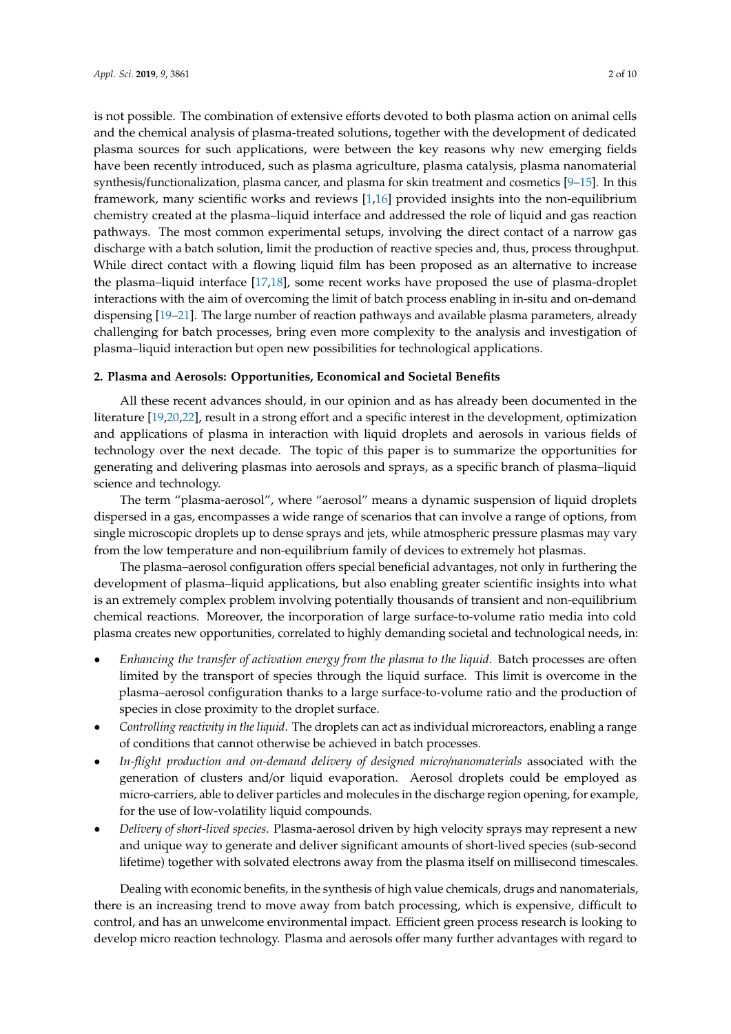is not possible. The combination of extensive efforts devoted to both plasma action on animal cells and the chemical analysis of plasma-treated solutions, together with the development of dedicated plasma sources for such applications, were between the key reasons why new emerging fields have been recently introduced, such as plasma agriculture, plasma catalysis, plasma nanomaterial synthesis/functionalization, plasma cancer, and plasma for skin treatment and cosmetics [9–15]. In this framework, many scientific works and reviews [1,16] provided insights into the non-equilibrium chemistry created at the plasma–liquid interface and addressed the role of liquid and gas reaction pathways. The most common experimental setups, involving the direct contact of a narrow gas discharge with a batch solution, limit the production of reactive species and, thus, process throughput. While direct contact with a flowing liquid film has been proposed as an alternative to increase the plasma–liquid interface [17,18], some recent works have proposed the use of plasma-droplet interactions with the aim of overcoming the limit of batch process enabling in in-situ and on-demand dispensing [19–21]. The large number of reaction pathways and available plasma parameters, already challenging for batch processes, bring even more complexity to the analysis and investigation of plasma–liquid interaction but open new possibilities for technological applications.

## 2. Plasma and Aerosols: Opportunities, Economical and Societal Benefits

All these recent advances should, in our opinion and as has already been documented in the literature [19,20,22], result in a strong effort and a specific interest in the development, optimization and applications of plasma in interaction with liquid droplets and aerosols in various fields of technology over the next decade. The topic of this paper is to summarize the opportunities for generating and delivering plasmas into aerosols and sprays, as a specific branch of plasma–liquid science and technology.

The term "plasma-aerosol", where "aerosol" means a dynamic suspension of liquid droplets dispersed in a gas, encompasses a wide range of scenarios that can involve a range of options, from single microscopic droplets up to dense sprays and jets, while atmospheric pressure plasmas may vary from the low temperature and non-equilibrium family of devices to extremely hot plasmas.

The plasma–aerosol configuration offers special beneficial advantages, not only in furthering the development of plasma–liquid applications, but also enabling greater scientific insights into what is an extremely complex problem involving potentially thousands of transient and non-equilibrium chemical reactions. Moreover, the incorporation of large surface-to-volume ratio media into cold plasma creates new opportunities, correlated to highly demanding societal and technological needs, in:

- *Enhancing the transfer of activation energy from the plasma to the liquid*. Batch processes are often limited by the transport of species through the liquid surface. This limit is overcome in the plasma–aerosol configuration thanks to a large surface-to-volume ratio and the production of species in close proximity to the droplet surface.
- *Controlling reactivity in the liquid*. The droplets can act as individual microreactors, enabling a range of conditions that cannot otherwise be achieved in batch processes.
- *In-flight production and on-demand delivery of designed micro/nanomaterials* associated with the generation of clusters and/or liquid evaporation. Aerosol droplets could be employed as micro-carriers, able to deliver particles and molecules in the discharge region opening, for example, for the use of low-volatility liquid compounds.
- *Delivery of short-lived species*. Plasma-aerosol driven by high velocity sprays may represent a new and unique way to generate and deliver significant amounts of short-lived species (sub-second lifetime) together with solvated electrons away from the plasma itself on millisecond timescales.

Dealing with economic benefits, in the synthesis of high value chemicals, drugs and nanomaterials, there is an increasing trend to move away from batch processing, which is expensive, difficult to control, and has an unwelcome environmental impact. Efficient green process research is looking to develop micro reaction technology. Plasma and aerosols offer many further advantages with regard to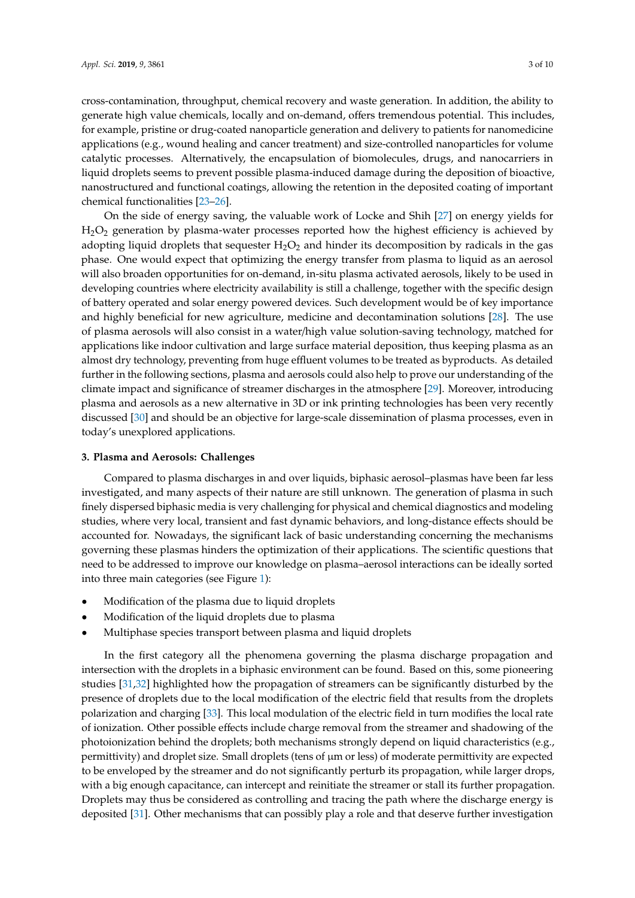cross-contamination, throughput, chemical recovery and waste generation. In addition, the ability to generate high value chemicals, locally and on-demand, offers tremendous potential. This includes, for example, pristine or drug-coated nanoparticle generation and delivery to patients for nanomedicine applications (e.g., wound healing and cancer treatment) and size-controlled nanoparticles for volume catalytic processes. Alternatively, the encapsulation of biomolecules, drugs, and nanocarriers in liquid droplets seems to prevent possible plasma-induced damage during the deposition of bioactive, nanostructured and functional coatings, allowing the retention in the deposited coating of important chemical functionalities [23–26].

On the side of energy saving, the valuable work of Locke and Shih [27] on energy yields for $H_2O_2$ generation by plasma-water processes reported how the highest efficiency is achieved by adopting liquid droplets that sequester $H_2O_2$ and hinder its decomposition by radicals in the gas phase. One would expect that optimizing the energy transfer from plasma to liquid as an aerosol will also broaden opportunities for on-demand, in-situ plasma activated aerosols, likely to be used in developing countries where electricity availability is still a challenge, together with the specific design of battery operated and solar energy powered devices. Such development would be of key importance and highly beneficial for new agriculture, medicine and decontamination solutions [28]. The use of plasma aerosols will also consist in a water/high value solution-saving technology, matched for applications like indoor cultivation and large surface material deposition, thus keeping plasma as an almost dry technology, preventing from huge effluent volumes to be treated as byproducts. As detailed further in the following sections, plasma and aerosols could also help to prove our understanding of the climate impact and significance of streamer discharges in the atmosphere [29]. Moreover, introducing plasma and aerosols as a new alternative in 3D or ink printing technologies has been very recently discussed [30] and should be an objective for large-scale dissemination of plasma processes, even in today's unexplored applications.

## 3. Plasma and Aerosols: Challenges

Compared to plasma discharges in and over liquids, biphasic aerosol–plasmas have been far less investigated, and many aspects of their nature are still unknown. The generation of plasma in such finely dispersed biphasic media is very challenging for physical and chemical diagnostics and modeling studies, where very local, transient and fast dynamic behaviors, and long-distance effects should be accounted for. Nowadays, the significant lack of basic understanding concerning the mechanisms governing these plasmas hinders the optimization of their applications. The scientific questions that need to be addressed to improve our knowledge on plasma–aerosol interactions can be ideally sorted into three main categories (see Figure 1):

- Modification of the plasma due to liquid droplets
- Modification of the liquid droplets due to plasma
- Multiphase species transport between plasma and liquid droplets

In the first category all the phenomena governing the plasma discharge propagation and intersection with the droplets in a biphasic environment can be found. Based on this, some pioneering studies [31,32] highlighted how the propagation of streamers can be significantly disturbed by the presence of droplets due to the local modification of the electric field that results from the droplets polarization and charging [33]. This local modulation of the electric field in turn modifies the local rate of ionization. Other possible effects include charge removal from the streamer and shadowing of the photoionization behind the droplets; both mechanisms strongly depend on liquid characteristics (e.g., permittivity) and droplet size. Small droplets (tens of μm or less) of moderate permittivity are expected to be enveloped by the streamer and do not significantly perturb its propagation, while larger drops, with a big enough capacitance, can intercept and reinitiate the streamer or stall its further propagation. Droplets may thus be considered as controlling and tracing the path where the discharge energy is deposited [31]. Other mechanisms that can possibly play a role and that deserve further investigation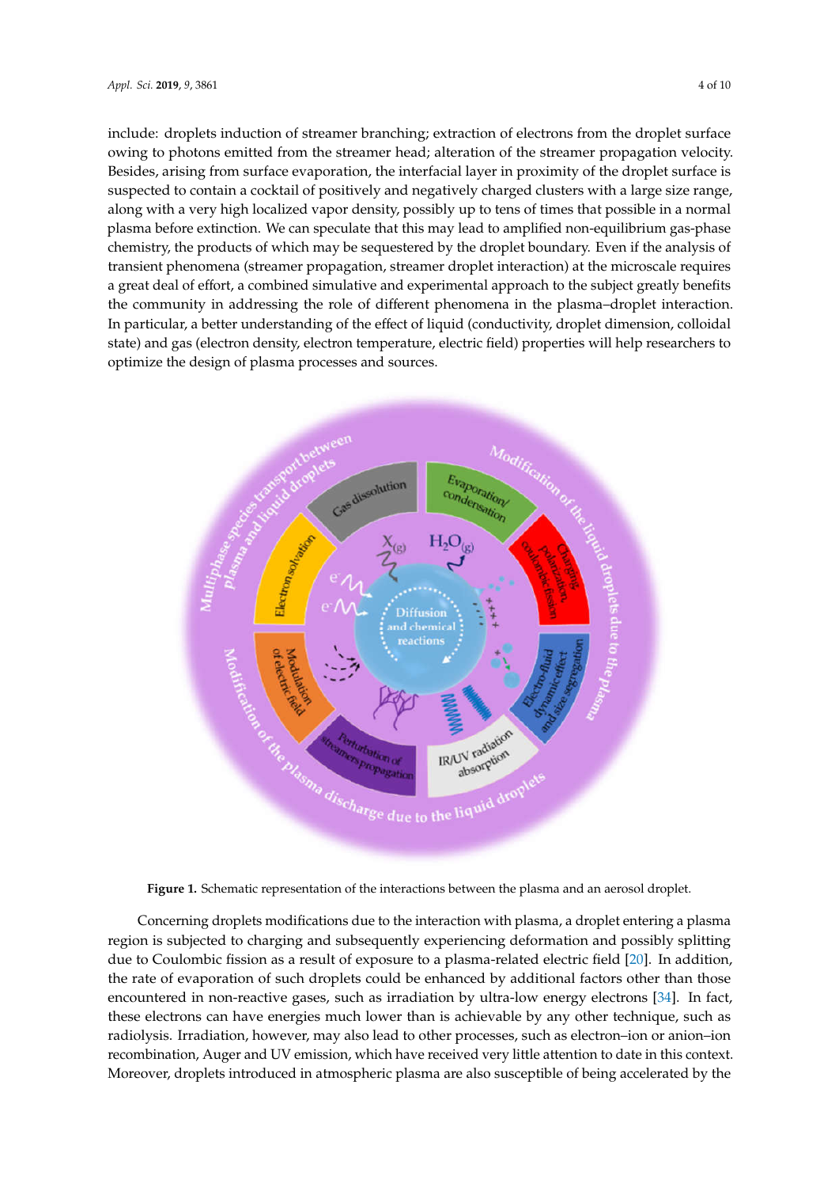include: droplets induction of streamer branching; extraction of electrons from the droplet surface owing to photons emitted from the streamer head; alteration of the streamer propagation velocity. Besides, arising from surface evaporation, the interfacial layer in proximity of the droplet surface is suspected to contain a cocktail of positively and negatively charged clusters with a large size range, along with a very high localized vapor density, possibly up to tens of times that possible in a normal plasma before extinction. We can speculate that this may lead to amplified non-equilibrium gas-phase chemistry, the products of which may be sequestered by the droplet boundary. Even if the analysis of transient phenomena (streamer propagation, streamer droplet interaction) at the microscale requires a great deal of effort, a combined simulative and experimental approach to the subject greatly benefits the community in addressing the role of different phenomena in the plasma–droplet interaction. In particular, a better understanding of the effect of liquid (conductivity, droplet dimension, colloidal state) and gas (electron density, electron temperature, electric field) properties will help researchers to optimize the design of plasma processes and sources.

**Figure 1.** Schematic representation of the interactions between the plasma and an aerosol droplet.

Concerning droplets modifications due to the interaction with plasma, a droplet entering a plasma region is subjected to charging and subsequently experiencing deformation and possibly splitting due to Coulombic fission as a result of exposure to a plasma-related electric field [20]. In addition, the rate of evaporation of such droplets could be enhanced by additional factors other than those encountered in non-reactive gases, such as irradiation by ultra-low energy electrons [34]. In fact, these electrons can have energies much lower than is achievable by any other technique, such as radiolysis. Irradiation, however, may also lead to other processes, such as electron–ion or anion–ion recombination, Auger and UV emission, which have received very little attention to date in this context. Moreover, droplets introduced in atmospheric plasma are also susceptible of being accelerated by the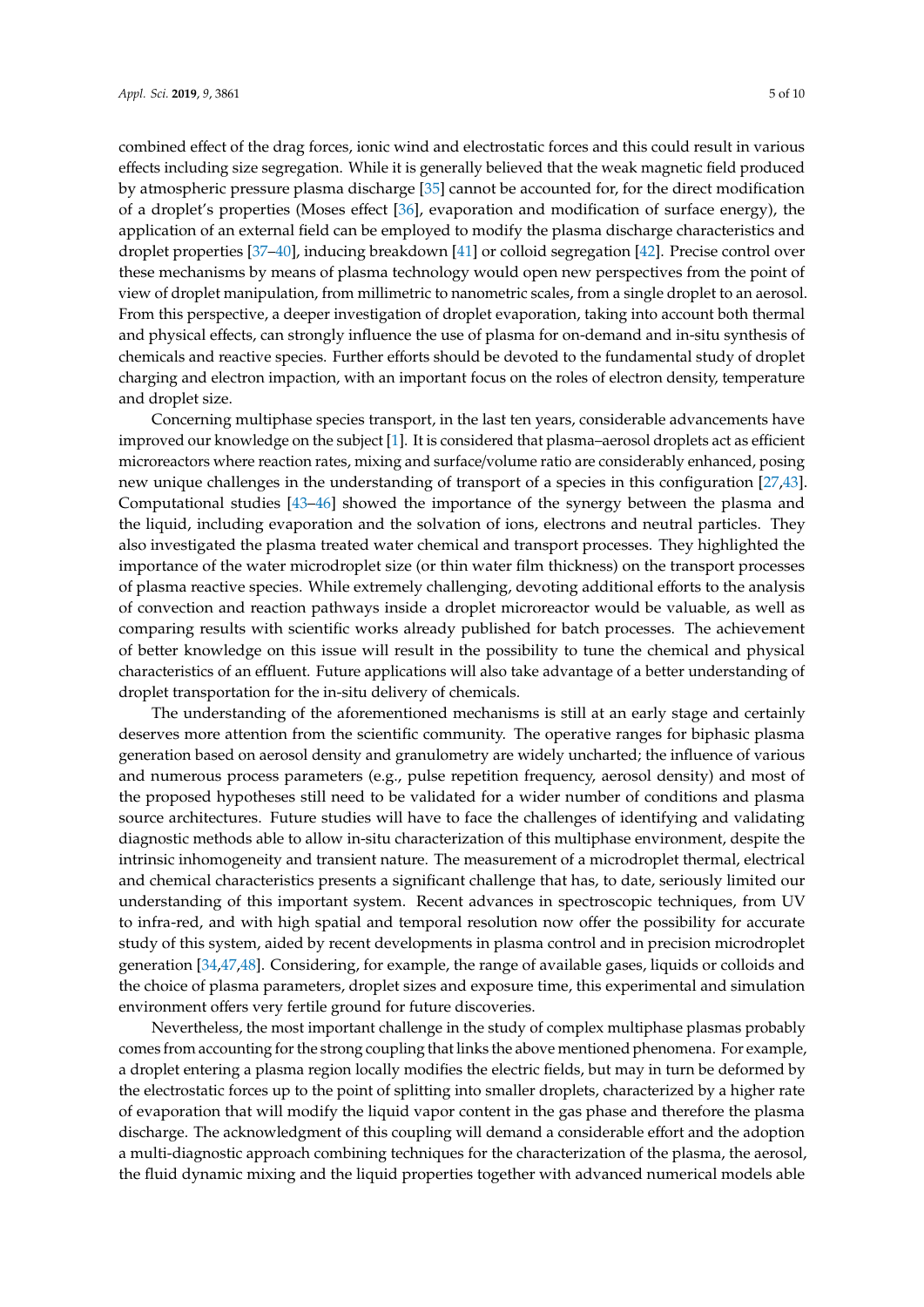combined effect of the drag forces, ionic wind and electrostatic forces and this could result in various effects including size segregation. While it is generally believed that the weak magnetic field produced by atmospheric pressure plasma discharge [35] cannot be accounted for, for the direct modification of a droplet's properties (Moses effect [36], evaporation and modification of surface energy), the application of an external field can be employed to modify the plasma discharge characteristics and droplet properties [37–40], inducing breakdown [41] or colloid segregation [42]. Precise control over these mechanisms by means of plasma technology would open new perspectives from the point of view of droplet manipulation, from millimetric to nanometric scales, from a single droplet to an aerosol. From this perspective, a deeper investigation of droplet evaporation, taking into account both thermal and physical effects, can strongly influence the use of plasma for on-demand and in-situ synthesis of chemicals and reactive species. Further efforts should be devoted to the fundamental study of droplet charging and electron impaction, with an important focus on the roles of electron density, temperature and droplet size.

Concerning multiphase species transport, in the last ten years, considerable advancements have improved our knowledge on the subject [1]. It is considered that plasma–aerosol droplets act as efficient microreactors where reaction rates, mixing and surface/volume ratio are considerably enhanced, posing new unique challenges in the understanding of transport of a species in this configuration [27,43]. Computational studies [43–46] showed the importance of the synergy between the plasma and the liquid, including evaporation and the solvation of ions, electrons and neutral particles. They also investigated the plasma treated water chemical and transport processes. They highlighted the importance of the water microdroplet size (or thin water film thickness) on the transport processes of plasma reactive species. While extremely challenging, devoting additional efforts to the analysis of convection and reaction pathways inside a droplet microreactor would be valuable, as well as comparing results with scientific works already published for batch processes. The achievement of better knowledge on this issue will result in the possibility to tune the chemical and physical characteristics of an effluent. Future applications will also take advantage of a better understanding of droplet transportation for the in-situ delivery of chemicals.

The understanding of the aforementioned mechanisms is still at an early stage and certainly deserves more attention from the scientific community. The operative ranges for biphasic plasma generation based on aerosol density and granulometry are widely uncharted; the influence of various and numerous process parameters (e.g., pulse repetition frequency, aerosol density) and most of the proposed hypotheses still need to be validated for a wider number of conditions and plasma source architectures. Future studies will have to face the challenges of identifying and validating diagnostic methods able to allow in-situ characterization of this multiphase environment, despite the intrinsic inhomogeneity and transient nature. The measurement of a microdroplet thermal, electrical and chemical characteristics presents a significant challenge that has, to date, seriously limited our understanding of this important system. Recent advances in spectroscopic techniques, from UV to infra-red, and with high spatial and temporal resolution now offer the possibility for accurate study of this system, aided by recent developments in plasma control and in precision microdroplet generation [34,47,48]. Considering, for example, the range of available gases, liquids or colloids and the choice of plasma parameters, droplet sizes and exposure time, this experimental and simulation environment offers very fertile ground for future discoveries.

Nevertheless, the most important challenge in the study of complex multiphase plasmas probably comes from accounting for the strong coupling that links the above mentioned phenomena. For example, a droplet entering a plasma region locally modifies the electric fields, but may in turn be deformed by the electrostatic forces up to the point of splitting into smaller droplets, characterized by a higher rate of evaporation that will modify the liquid vapor content in the gas phase and therefore the plasma discharge. The acknowledgment of this coupling will demand a considerable effort and the adoption a multi-diagnostic approach combining techniques for the characterization of the plasma, the aerosol, the fluid dynamic mixing and the liquid properties together with advanced numerical models able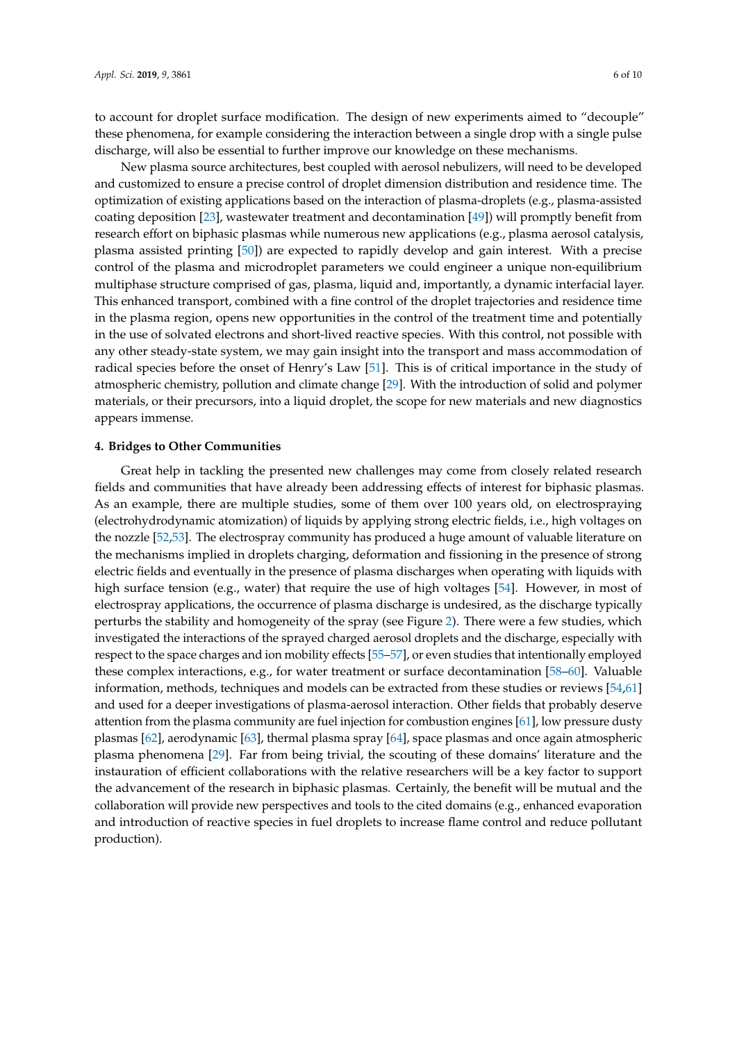to account for droplet surface modification. The design of new experiments aimed to "decouple" these phenomena, for example considering the interaction between a single drop with a single pulse discharge, will also be essential to further improve our knowledge on these mechanisms.

New plasma source architectures, best coupled with aerosol nebulizers, will need to be developed and customized to ensure a precise control of droplet dimension distribution and residence time. The optimization of existing applications based on the interaction of plasma-droplets (e.g., plasma-assisted coating deposition [23], wastewater treatment and decontamination [49]) will promptly benefit from research effort on biphasic plasmas while numerous new applications (e.g., plasma aerosol catalysis, plasma assisted printing [50]) are expected to rapidly develop and gain interest. With a precise control of the plasma and microdroplet parameters we could engineer a unique non-equilibrium multiphase structure comprised of gas, plasma, liquid and, importantly, a dynamic interfacial layer. This enhanced transport, combined with a fine control of the droplet trajectories and residence time in the plasma region, opens new opportunities in the control of the treatment time and potentially in the use of solvated electrons and short-lived reactive species. With this control, not possible with any other steady-state system, we may gain insight into the transport and mass accommodation of radical species before the onset of Henry's Law [51]. This is of critical importance in the study of atmospheric chemistry, pollution and climate change [29]. With the introduction of solid and polymer materials, or their precursors, into a liquid droplet, the scope for new materials and new diagnostics appears immense.

## 4. Bridges to Other Communities

Great help in tackling the presented new challenges may come from closely related research fields and communities that have already been addressing effects of interest for biphasic plasmas. As an example, there are multiple studies, some of them over 100 years old, on electrospraying (electrohydrodynamic atomization) of liquids by applying strong electric fields, i.e., high voltages on the nozzle [52,53]. The electrospray community has produced a huge amount of valuable literature on the mechanisms implied in droplets charging, deformation and fissioning in the presence of strong electric fields and eventually in the presence of plasma discharges when operating with liquids with high surface tension (e.g., water) that require the use of high voltages [54]. However, in most of electrospray applications, the occurrence of plasma discharge is undesired, as the discharge typically perturbs the stability and homogeneity of the spray (see Figure 2). There were a few studies, which investigated the interactions of the sprayed charged aerosol droplets and the discharge, especially with respect to the space charges and ion mobility effects [55–57], or even studies that intentionally employed these complex interactions, e.g., for water treatment or surface decontamination [58–60]. Valuable information, methods, techniques and models can be extracted from these studies or reviews [54,61] and used for a deeper investigations of plasma-aerosol interaction. Other fields that probably deserve attention from the plasma community are fuel injection for combustion engines [61], low pressure dusty plasmas [62], aerodynamic [63], thermal plasma spray [64], space plasmas and once again atmospheric plasma phenomena [29]. Far from being trivial, the scouting of these domains' literature and the instauration of efficient collaborations with the relative researchers will be a key factor to support the advancement of the research in biphasic plasmas. Certainly, the benefit will be mutual and the collaboration will provide new perspectives and tools to the cited domains (e.g., enhanced evaporation and introduction of reactive species in fuel droplets to increase flame control and reduce pollutant production).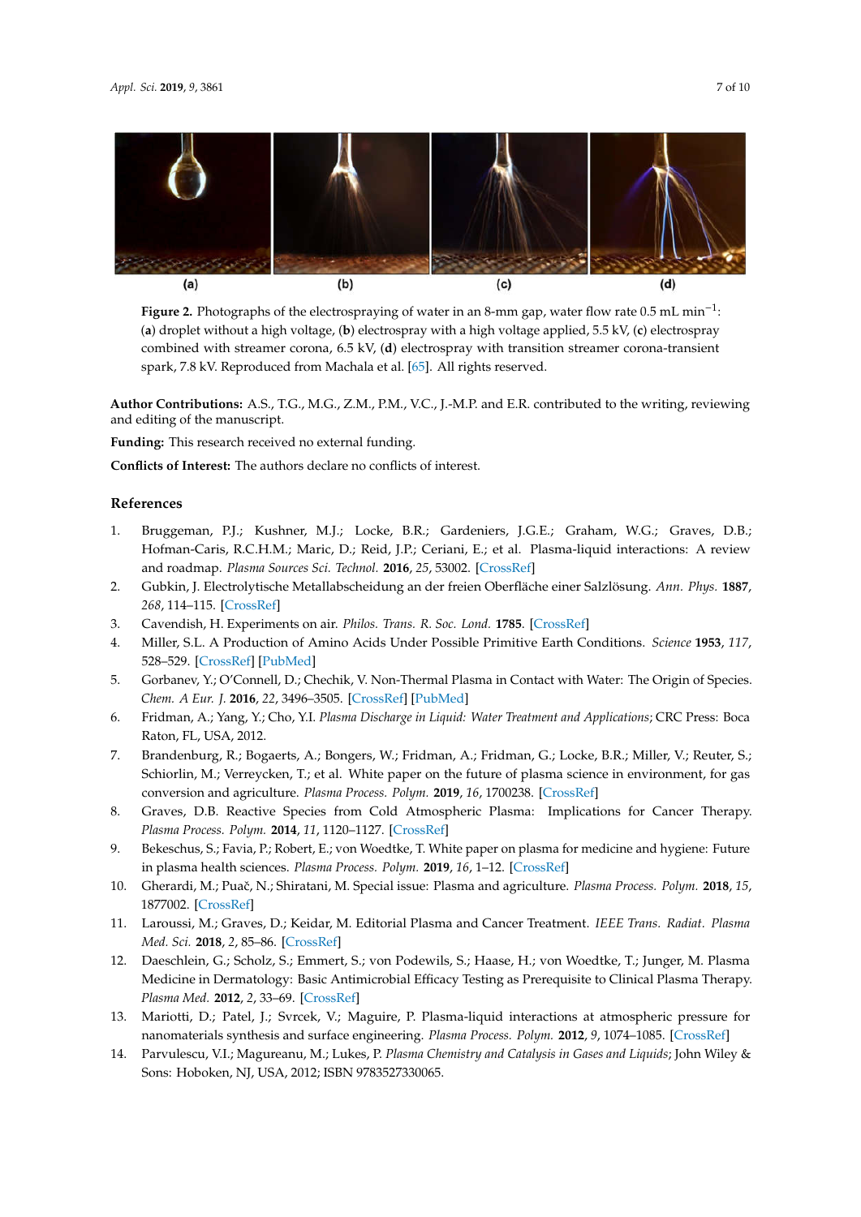Figure 2. Photographs of the electrospraying of water in an 8-mm gap, water flow rate 0.5 mL min$^{-1}$: (**a**) droplet without a high voltage, (**b**) electrospray with a high voltage applied, 5.5 kV, (**c**) electrospray combined with streamer corona, 6.5 kV, (**d**) electrospray with transition streamer corona-transient spark, 7.8 kV. Reproduced from Machala et al. [65]. All rights reserved.

**Author Contributions:** A.S., T.G., M.G., Z.M., P.M., V.C., J.-M.P. and E.R. contributed to the writing, reviewing and editing of the manuscript.

**Funding:** This research received no external funding.

**Conflicts of Interest:** The authors declare no conflicts of interest.

## References

1. Bruggeman, P.J.; Kushner, M.J.; Locke, B.R.; Gardeniers, J.G.E.; Graham, W.G.; Graves, D.B.; Hofman-Caris, R.C.H.M.; Maric, D.; Reid, J.P.; Ceriani, E.; et al. Plasma-liquid interactions: A review and roadmap. *Plasma Sources Sci. Technol.* **2016**, *25*, 53002. [CrossRef]
2. Gubkin, J. Electrolytische Metallabscheidung an der freien Oberfläche einer Salzlösung. *Ann. Phys.* **1887**, *268*, 114–115. [CrossRef]
3. Cavendish, H. Experiments on air. *Philos. Trans. R. Soc. Lond.* **1785**. [CrossRef]
4. Miller, S.L. A Production of Amino Acids Under Possible Primitive Earth Conditions. *Science* **1953**, *117*, 528–529. [CrossRef] [PubMed]
5. Gorbanev, Y.; O'Connell, D.; Chechik, V. Non-Thermal Plasma in Contact with Water: The Origin of Species. *Chem. A Eur. J.* **2016**, *22*, 3496–3505. [CrossRef] [PubMed]
6. Fridman, A.; Yang, Y.; Cho, Y.I. *Plasma Discharge in Liquid: Water Treatment and Applications*; CRC Press: Boca Raton, FL, USA, 2012.
7. Brandenburg, R.; Bogaerts, A.; Bongers, W.; Fridman, A.; Fridman, G.; Locke, B.R.; Miller, V.; Reuter, S.; Schiorlin, M.; Verreycken, T.; et al. White paper on the future of plasma science in environment, for gas conversion and agriculture. *Plasma Process. Polym.* **2019**, *16*, 1700238. [CrossRef]
8. Graves, D.B. Reactive Species from Cold Atmospheric Plasma: Implications for Cancer Therapy. *Plasma Process. Polym.* **2014**, *11*, 1120–1127. [CrossRef]
9. Bekeschus, S.; Favia, P.; Robert, E.; von Woedtke, T. White paper on plasma for medicine and hygiene: Future in plasma health sciences. *Plasma Process. Polym.* **2019**, *16*, 1–12. [CrossRef]
10. Gherardi, M.; Puač, N.; Shiratani, M. Special issue: Plasma and agriculture. *Plasma Process. Polym.* **2018**, *15*, 1877002. [CrossRef]
11. Laroussi, M.; Graves, D.; Keidar, M. Editorial Plasma and Cancer Treatment. *IEEE Trans. Radiat. Plasma Med. Sci.* **2018**, *2*, 85–86. [CrossRef]
12. Daeschlein, G.; Scholz, S.; Emmert, S.; von Podewils, S.; Haase, H.; von Woedtke, T.; Junger, M. Plasma Medicine in Dermatology: Basic Antimicrobial Efficacy Testing as Prerequisite to Clinical Plasma Therapy. *Plasma Med.* **2012**, *2*, 33–69. [CrossRef]
13. Mariotti, D.; Patel, J.; Svrcek, V.; Maguire, P. Plasma-liquid interactions at atmospheric pressure for nanomaterials synthesis and surface engineering. *Plasma Process. Polym.* **2012**, *9*, 1074–1085. [CrossRef]
14. Parvulescu, V.I.; Magureanu, M.; Lukes, P. *Plasma Chemistry and Catalysis in Gases and Liquids*; John Wiley & Sons: Hoboken, NJ, USA, 2012; ISBN 9783527330065.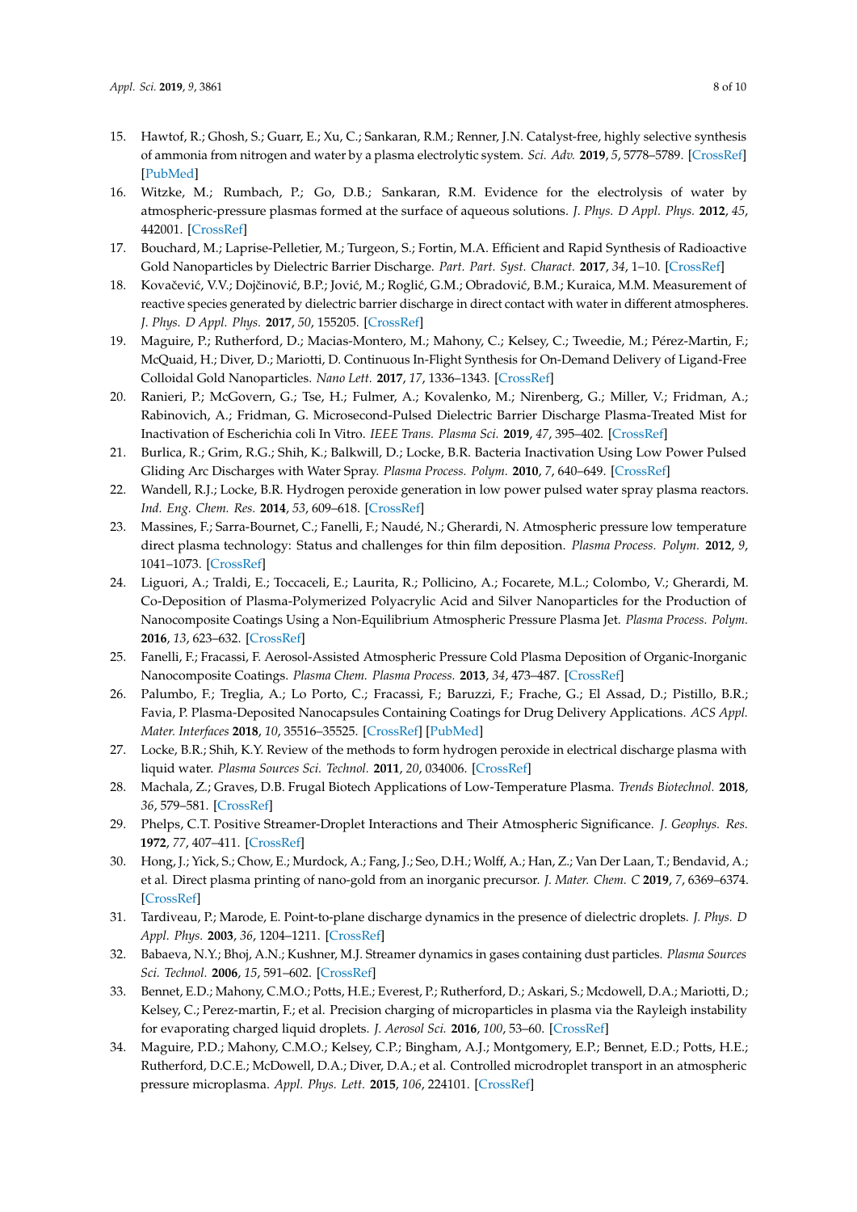15. Hawtof, R.; Ghosh, S.; Guarr, E.; Xu, C.; Sankaran, R.M.; Renner, J.N. Catalyst-free, highly selective synthesis of ammonia from nitrogen and water by a plasma electrolytic system. *Sci. Adv.* **2019**, *5*, 5778–5789. [CrossRef] [PubMed]
16. Witzke, M.; Rumbach, P.; Go, D.B.; Sankaran, R.M. Evidence for the electrolysis of water by atmospheric-pressure plasmas formed at the surface of aqueous solutions. *J. Phys. D Appl. Phys.* **2012**, *45*, 442001. [CrossRef]
17. Bouchard, M.; Laprise-Pelletier, M.; Turgeon, S.; Fortin, M.A. Efficient and Rapid Synthesis of Radioactive Gold Nanoparticles by Dielectric Barrier Discharge. *Part. Part. Syst. Charact.* **2017**, *34*, 1–10. [CrossRef]
18. Kovačević, V.V.; Dojčinović, B.P.; Jović, M.; Roglić, G.M.; Obradović, B.M.; Kuraica, M.M. Measurement of reactive species generated by dielectric barrier discharge in direct contact with water in different atmospheres. *J. Phys. D Appl. Phys.* **2017**, *50*, 155205. [CrossRef]
19. Maguire, P.; Rutherford, D.; Macias-Montero, M.; Mahony, C.; Kelsey, C.; Tweedie, M.; Pérez-Martin, F.; McQuaid, H.; Diver, D.; Mariotti, D. Continuous In-Flight Synthesis for On-Demand Delivery of Ligand-Free Colloidal Gold Nanoparticles. *Nano Lett.* **2017**, *17*, 1336–1343. [CrossRef]
20. Ranieri, P.; McGovern, G.; Tse, H.; Fulmer, A.; Kovalenko, M.; Nirenberg, G.; Miller, V.; Fridman, A.; Rabinovich, A.; Fridman, G. Microsecond-Pulsed Dielectric Barrier Discharge Plasma-Treated Mist for Inactivation of Escherichia coli In Vitro. *IEEE Trans. Plasma Sci.* **2019**, *47*, 395–402. [CrossRef]
21. Burlica, R.; Grim, R.G.; Shih, K.; Balkwill, D.; Locke, B.R. Bacteria Inactivation Using Low Power Pulsed Gliding Arc Discharges with Water Spray. *Plasma Process. Polym.* **2010**, *7*, 640–649. [CrossRef]
22. Wandell, R.J.; Locke, B.R. Hydrogen peroxide generation in low power pulsed water spray plasma reactors. *Ind. Eng. Chem. Res.* **2014**, *53*, 609–618. [CrossRef]
23. Massines, F.; Sarra-Bournet, C.; Fanelli, F.; Naudé, N.; Gherardi, N. Atmospheric pressure low temperature direct plasma technology: Status and challenges for thin film deposition. *Plasma Process. Polym.* **2012**, *9*, 1041–1073. [CrossRef]
24. Liguori, A.; Traldi, E.; Toccaceli, E.; Laurita, R.; Pollicino, A.; Focarete, M.L.; Colombo, V.; Gherardi, M. Co-Deposition of Plasma-Polymerized Polyacrylic Acid and Silver Nanoparticles for the Production of Nanocomposite Coatings Using a Non-Equilibrium Atmospheric Pressure Plasma Jet. *Plasma Process. Polym.* **2016**, *13*, 623–632. [CrossRef]
25. Fanelli, F.; Fracassi, F. Aerosol-Assisted Atmospheric Pressure Cold Plasma Deposition of Organic-Inorganic Nanocomposite Coatings. *Plasma Chem. Plasma Process.* **2013**, *34*, 473–487. [CrossRef]
26. Palumbo, F.; Treglia, A.; Lo Porto, C.; Fracassi, F.; Baruzzi, F.; Frache, G.; El Assad, D.; Pistillo, B.R.; Favia, P. Plasma-Deposited Nanocapsules Containing Coatings for Drug Delivery Applications. *ACS Appl. Mater. Interfaces* **2018**, *10*, 35516–35525. [CrossRef] [PubMed]
27. Locke, B.R.; Shih, K.Y. Review of the methods to form hydrogen peroxide in electrical discharge plasma with liquid water. *Plasma Sources Sci. Technol.* **2011**, *20*, 034006. [CrossRef]
28. Machala, Z.; Graves, D.B. Frugal Biotech Applications of Low-Temperature Plasma. *Trends Biotechnol.* **2018**, *36*, 579–581. [CrossRef]
29. Phelps, C.T. Positive Streamer-Droplet Interactions and Their Atmospheric Significance. *J. Geophys. Res.* **1972**, *77*, 407–411. [CrossRef]
30. Hong, J.; Yick, S.; Chow, E.; Murdock, A.; Fang, J.; Seo, D.H.; Wolff, A.; Han, Z.; Van Der Laan, T.; Bendavid, A.; et al. Direct plasma printing of nano-gold from an inorganic precursor. *J. Mater. Chem. C* **2019**, *7*, 6369–6374. [CrossRef]
31. Tardiveau, P.; Marode, E. Point-to-plane discharge dynamics in the presence of dielectric droplets. *J. Phys. D Appl. Phys.* **2003**, *36*, 1204–1211. [CrossRef]
32. Babaeva, N.Y.; Bhoj, A.N.; Kushner, M.J. Streamer dynamics in gases containing dust particles. *Plasma Sources Sci. Technol.* **2006**, *15*, 591–602. [CrossRef]
33. Bennet, E.D.; Mahony, C.M.O.; Potts, H.E.; Everest, P.; Rutherford, D.; Askari, S.; Mcdowell, D.A.; Mariotti, D.; Kelsey, C.; Perez-martin, F.; et al. Precision charging of microparticles in plasma via the Rayleigh instability for evaporating charged liquid droplets. *J. Aerosol Sci.* **2016**, *100*, 53–60. [CrossRef]
34. Maguire, P.D.; Mahony, C.M.O.; Kelsey, C.P.; Bingham, A.J.; Montgomery, E.P.; Bennet, E.D.; Potts, H.E.; Rutherford, D.C.E.; McDowell, D.A.; Diver, D.A.; et al. Controlled microdroplet transport in an atmospheric pressure microplasma. *Appl. Phys. Lett.* **2015**, *106*, 224101. [CrossRef]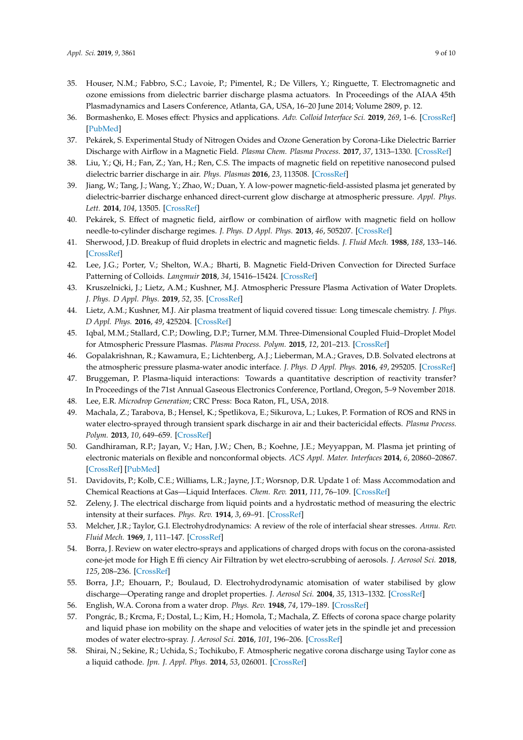35. Houser, N.M.; Fabbro, S.C.; Lavoie, P.; Pimentel, R.; De Villers, Y.; Ringuette, T. Electromagnetic and ozone emissions from dielectric barrier discharge plasma actuators. In Proceedings of the AIAA 45th Plasmadynamics and Lasers Conference, Atlanta, GA, USA, 16–20 June 2014; Volume 2809, p. 12.
36. Bormashenko, E. Moses effect: Physics and applications. *Adv. Colloid Interface Sci.* **2019**, *269*, 1–6. [CrossRef] [PubMed]
37. Pekárek, S. Experimental Study of Nitrogen Oxides and Ozone Generation by Corona-Like Dielectric Barrier Discharge with Airflow in a Magnetic Field. *Plasma Chem. Plasma Process.* **2017**, *37*, 1313–1330. [CrossRef]
38. Liu, Y.; Qi, H.; Fan, Z.; Yan, H.; Ren, C.S. The impacts of magnetic field on repetitive nanosecond pulsed dielectric barrier discharge in air. *Phys. Plasmas* **2016**, *23*, 113508. [CrossRef]
39. Jiang, W.; Tang, J.; Wang, Y.; Zhao, W.; Duan, Y. A low-power magnetic-field-assisted plasma jet generated by dielectric-barrier discharge enhanced direct-current glow discharge at atmospheric pressure. *Appl. Phys. Lett.* **2014**, *104*, 13505. [CrossRef]
40. Pekárek, S. Effect of magnetic field, airflow or combination of airflow with magnetic field on hollow needle-to-cylinder discharge regimes. *J. Phys. D Appl. Phys.* **2013**, *46*, 505207. [CrossRef]
41. Sherwood, J.D. Breakup of fluid droplets in electric and magnetic fields. *J. Fluid Mech.* **1988**, *188*, 133–146. [CrossRef]
42. Lee, J.G.; Porter, V.; Shelton, W.A.; Bharti, B. Magnetic Field-Driven Convection for Directed Surface Patterning of Colloids. *Langmuir* **2018**, *34*, 15416–15424. [CrossRef]
43. Kruszelnicki, J.; Lietz, A.M.; Kushner, M.J. Atmospheric Pressure Plasma Activation of Water Droplets. *J. Phys. D Appl. Phys.* **2019**, *52*, 35. [CrossRef]
44. Lietz, A.M.; Kushner, M.J. Air plasma treatment of liquid covered tissue: Long timescale chemistry. *J. Phys. D Appl. Phys.* **2016**, *49*, 425204. [CrossRef]
45. Iqbal, M.M.; Stallard, C.P.; Dowling, D.P.; Turner, M.M. Three-Dimensional Coupled Fluid–Droplet Model for Atmospheric Pressure Plasmas. *Plasma Process. Polym.* **2015**, *12*, 201–213. [CrossRef]
46. Gopalakrishnan, R.; Kawamura, E.; Lichtenberg, A.J.; Lieberman, M.A.; Graves, D.B. Solvated electrons at the atmospheric pressure plasma-water anodic interface. *J. Phys. D Appl. Phys.* **2016**, *49*, 295205. [CrossRef]
47. Bruggeman, P. Plasma-liquid interactions: Towards a quantitative description of reactivity transfer? In Proceedings of the 71st Annual Gaseous Electronics Conference, Portland, Oregon, 5–9 November 2018.
48. Lee, E.R. *Microdrop Generation*; CRC Press: Boca Raton, FL, USA, 2018.
49. Machala, Z.; Tarabova, B.; Hensel, K.; Spetlikova, E.; Sikurova, L.; Lukes, P. Formation of ROS and RNS in water electro-sprayed through transient spark discharge in air and their bactericidal effects. *Plasma Process. Polym.* **2013**, *10*, 649–659. [CrossRef]
50. Gandhiraman, R.P.; Jayan, V.; Han, J.W.; Chen, B.; Koehne, J.E.; Meyyappan, M. Plasma jet printing of electronic materials on flexible and nonconformal objects. *ACS Appl. Mater. Interfaces* **2014**, *6*, 20860–20867. [CrossRef] [PubMed]
51. Davidovits, P.; Kolb, C.E.; Williams, L.R.; Jayne, J.T.; Worsnop, D.R. Update 1 of: Mass Accommodation and Chemical Reactions at Gas—Liquid Interfaces. *Chem. Rev.* **2011**, *111*, 76–109. [CrossRef]
52. Zeleny, J. The electrical discharge from liquid points and a hydrostatic method of measuring the electric intensity at their surfaces. *Phys. Rev.* **1914**, *3*, 69–91. [CrossRef]
53. Melcher, J.R.; Taylor, G.I. Electrohydrodynamics: A review of the role of interfacial shear stresses. *Annu. Rev. Fluid Mech.* **1969**, *1*, 111–147. [CrossRef]
54. Borra, J. Review on water electro-sprays and applications of charged drops with focus on the corona-assisted cone-jet mode for High E ffi ciency Air Filtration by wet electro-scrubbing of aerosols. *J. Aerosol Sci.* **2018**, *125*, 208–236. [CrossRef]
55. Borra, J.P.; Ehouarn, P.; Boulaud, D. Electrohydrodynamic atomisation of water stabilised by glow discharge—Operating range and droplet properties. *J. Aerosol Sci.* **2004**, *35*, 1313–1332. [CrossRef]
56. English, W.A. Corona from a water drop. *Phys. Rev.* **1948**, *74*, 179–189. [CrossRef]
57. Pongrác, B.; Krcma, F.; Dostal, L.; Kim, H.; Homola, T.; Machala, Z. Effects of corona space charge polarity and liquid phase ion mobility on the shape and velocities of water jets in the spindle jet and precession modes of water electro-spray. *J. Aerosol Sci.* **2016**, *101*, 196–206. [CrossRef]
58. Shirai, N.; Sekine, R.; Uchida, S.; Tochikubo, F. Atmospheric negative corona discharge using Taylor cone as a liquid cathode. *Jpn. J. Appl. Phys.* **2014**, *53*, 026001. [CrossRef]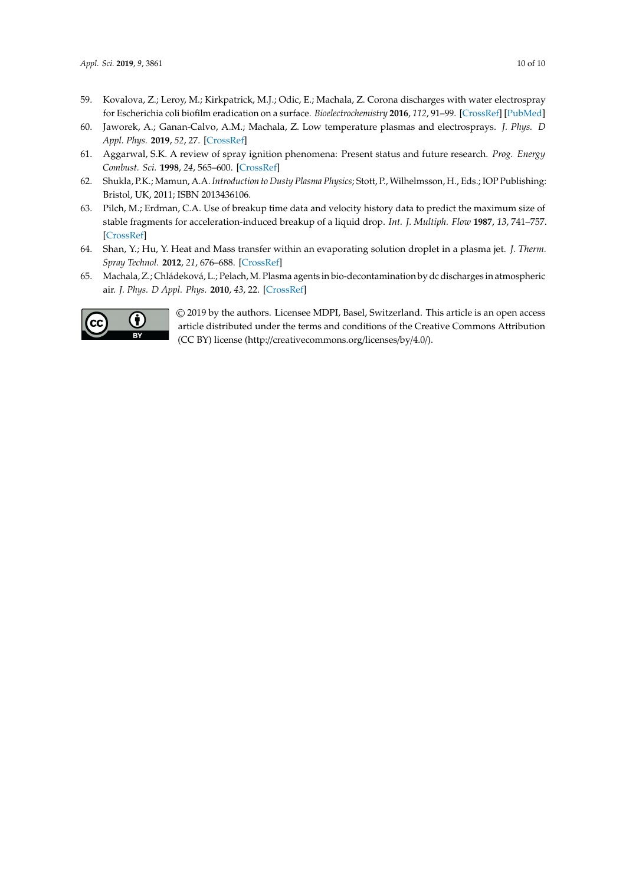59. Kovalova, Z.; Leroy, M.; Kirkpatrick, M.J.; Odic, E.; Machala, Z. Corona discharges with water electrospray for Escherichia coli biofilm eradication on a surface. *Bioelectrochemistry* **2016**, *112*, 91–99. [CrossRef] [PubMed]
60. Jaworek, A.; Ganan-Calvo, A.M.; Machala, Z. Low temperature plasmas and electrosprays. *J. Phys. D Appl. Phys.* **2019**, *52*, 27. [CrossRef]
61. Aggarwal, S.K. A review of spray ignition phenomena: Present status and future research. *Prog. Energy Combust. Sci.* **1998**, *24*, 565–600. [CrossRef]
62. Shukla, P.K.; Mamun, A.A. *Introduction to Dusty Plasma Physics*; Stott, P., Wilhelmsson, H., Eds.; IOP Publishing: Bristol, UK, 2011; ISBN 2013436106.
63. Pilch, M.; Erdman, C.A. Use of breakup time data and velocity history data to predict the maximum size of stable fragments for acceleration-induced breakup of a liquid drop. *Int. J. Multiph. Flow* **1987**, *13*, 741–757. [CrossRef]
64. Shan, Y.; Hu, Y. Heat and Mass transfer within an evaporating solution droplet in a plasma jet. *J. Therm. Spray Technol.* **2012**, *21*, 676–688. [CrossRef]
65. Machala, Z.; Chládeková, L.; Pelach, M. Plasma agents in bio-decontamination by dc discharges in atmospheric air. *J. Phys. D Appl. Phys.* **2010**, *43*, 22. [CrossRef]

© 2019 by the authors. Licensee MDPI, Basel, Switzerland. This article is an open access article distributed under the terms and conditions of the Creative Commons Attribution (CC BY) license (http://creativecommons.org/licenses/by/4.0/).